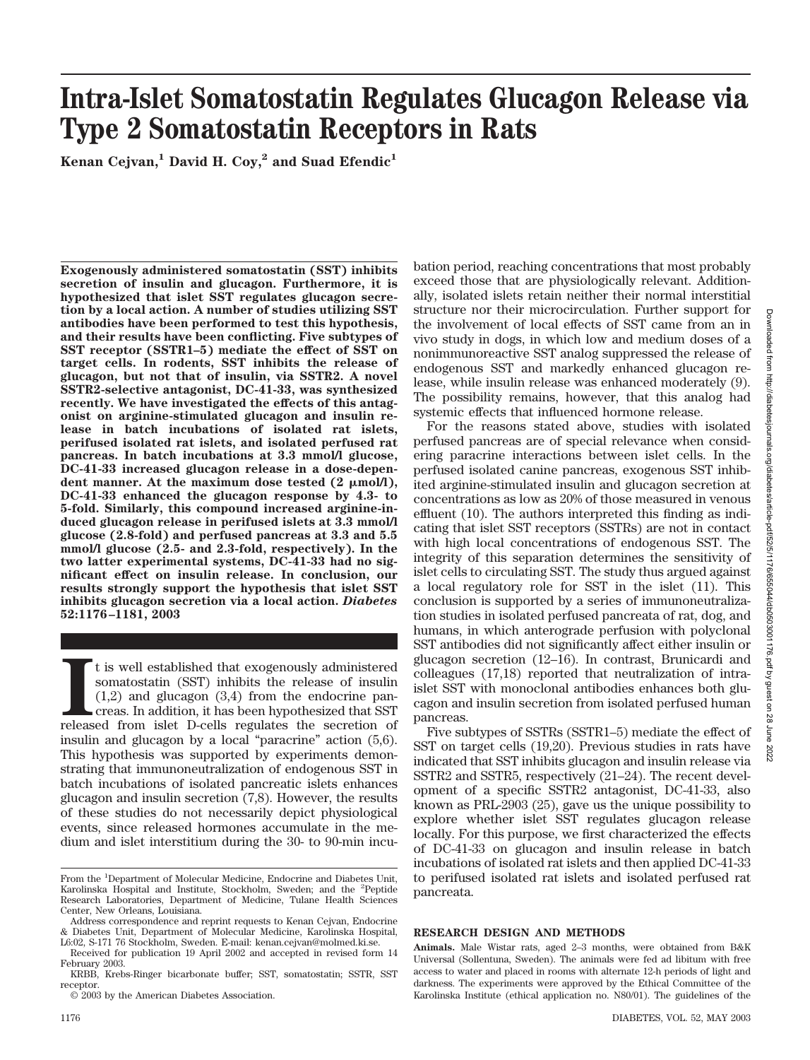# Intra-Islet Somatostatin Regulates Glucagon Release via Type 2 Somatostatin Receptors in Rats

**Kenan Cejvan,[1] David H. Coy,[2] and Suad Efendic[1]**

**Exogenously administered somatostatin (SST) inhibits secretion of insulin and glucagon. Furthermore, it is hypothesized that islet SST regulates glucagon secretion by a local action. A number of studies utilizing SST antibodies have been performed to test this hypothesis, and their results have been conflicting. Five subtypes of SST receptor (SSTR1–5) mediate the effect of SST on target cells. In rodents, SST inhibits the release of glucagon, but not that of insulin, via SSTR2. A novel SSTR2-selective antagonist, DC-41-33, was synthesized recently. We have investigated the effects of this antagonist on arginine-stimulated glucagon and insulin release in batch incubations of isolated rat islets, perifused isolated rat islets, and isolated perfused rat pancreas. In batch incubations at 3.3 mmol/l glucose, DC-41-33 increased glucagon release in a dose-dependent manner. At the maximum dose tested (2 μmol/l), DC-41-33 enhanced the glucagon response by 4.3- to 5-fold. Similarly, this compound increased arginine-induced glucagon release in perifused islets at 3.3 mmol/l glucose (2.8-fold) and perfused pancreas at 3.3 and 5.5 mmol/l glucose (2.5- and 2.3-fold, respectively). In the two latter experimental systems, DC-41-33 had no significant effect on insulin release. In conclusion, our results strongly support the hypothesis that islet SST inhibits glucagon secretion via a local action.** ***Diabetes*** **52:1176–1181, 2003**

It is well established that exogenously administered somatostatin (SST) inhibits the release of insulin (1,2) and glucagon (3,4) from the endocrine pancreas. In addition, it has been hypothesized that SST released from islet D-cells regulates the secretion of insulin and glucagon by a local "paracrine" action (5,6). This hypothesis was supported by experiments demonstrating that immunoneutralization of endogenous SST in batch incubations of isolated pancreatic islets enhances glucagon and insulin secretion (7,8). However, the results of these studies do not necessarily depict physiological events, since released hormones accumulate in the medium and islet interstitium during the 30- to 90-min incubation period, reaching concentrations that most probably exceed those that are physiologically relevant. Additionally, isolated islets retain neither their normal interstitial structure nor their microcirculation. Further support for the involvement of local effects of SST came from an in vivo study in dogs, in which low and medium doses of a nonimmunoreactive SST analog suppressed the release of endogenous SST and markedly enhanced glucagon release, while insulin release was enhanced moderately (9). The possibility remains, however, that this analog had systemic effects that influenced hormone release.

For the reasons stated above, studies with isolated perfused pancreas are of special relevance when considering paracrine interactions between islet cells. In the perfused isolated canine pancreas, exogenous SST inhibited arginine-stimulated insulin and glucagon secretion at concentrations as low as 20% of those measured in venous effluent (10). The authors interpreted this finding as indicating that islet SST receptors (SSTRs) are not in contact with high local concentrations of endogenous SST. The integrity of this separation determines the sensitivity of islet cells to circulating SST. The study thus argued against a local regulatory role for SST in the islet (11). This conclusion is supported by a series of immunoneutralization studies in isolated perfused pancreata of rat, dog, and humans, in which anterograde perfusion with polyclonal SST antibodies did not significantly affect either insulin or glucagon secretion (12–16). In contrast, Brunicardi and colleagues (17,18) reported that neutralization of intra-islet SST with monoclonal antibodies enhances both glucagon and insulin secretion from isolated perfused human pancreas.

Five subtypes of SSTRs (SSTR1–5) mediate the effect of SST on target cells (19,20). Previous studies in rats have indicated that SST inhibits glucagon and insulin release via SSTR2 and SSTR5, respectively (21–24). The recent development of a specific SSTR2 antagonist, DC-41-33, also known as PRL-2903 (25), gave us the unique possibility to explore whether islet SST regulates glucagon release locally. For this purpose, we first characterized the effects of DC-41-33 on glucagon and insulin release in batch incubations of isolated rat islets and then applied DC-41-33 to perifused isolated rat islets and isolated perfused rat pancreata.

## RESEARCH DESIGN AND METHODS

**Animals.** Male Wistar rats, aged 2–3 months, were obtained from B&K Universal (Sollentuna, Sweden). The animals were fed ad libitum with free access to water and placed in rooms with alternate 12-h periods of light and darkness. The experiments were approved by the Ethical Committee of the Karolinska Institute (ethical application no. N80/01). The guidelines of the

---

From the [1]Department of Molecular Medicine, Endocrine and Diabetes Unit, Karolinska Hospital and Institute, Stockholm, Sweden; and the [2]Peptide Research Laboratories, Department of Medicine, Tulane Health Sciences Center, New Orleans, Louisiana.

Address correspondence and reprint requests to Kenan Cejvan, Endocrine & Diabetes Unit, Department of Molecular Medicine, Karolinska Hospital, L6:02, S-171 76 Stockholm, Sweden. E-mail: kenan.cejvan@molmed.ki.se.

Received for publication 19 April 2002 and accepted in revised form 14 February 2003.

KRBB, Krebs-Ringer bicarbonate buffer; SST, somatostatin; SSTR, SST receptor.

© 2003 by the American Diabetes Association.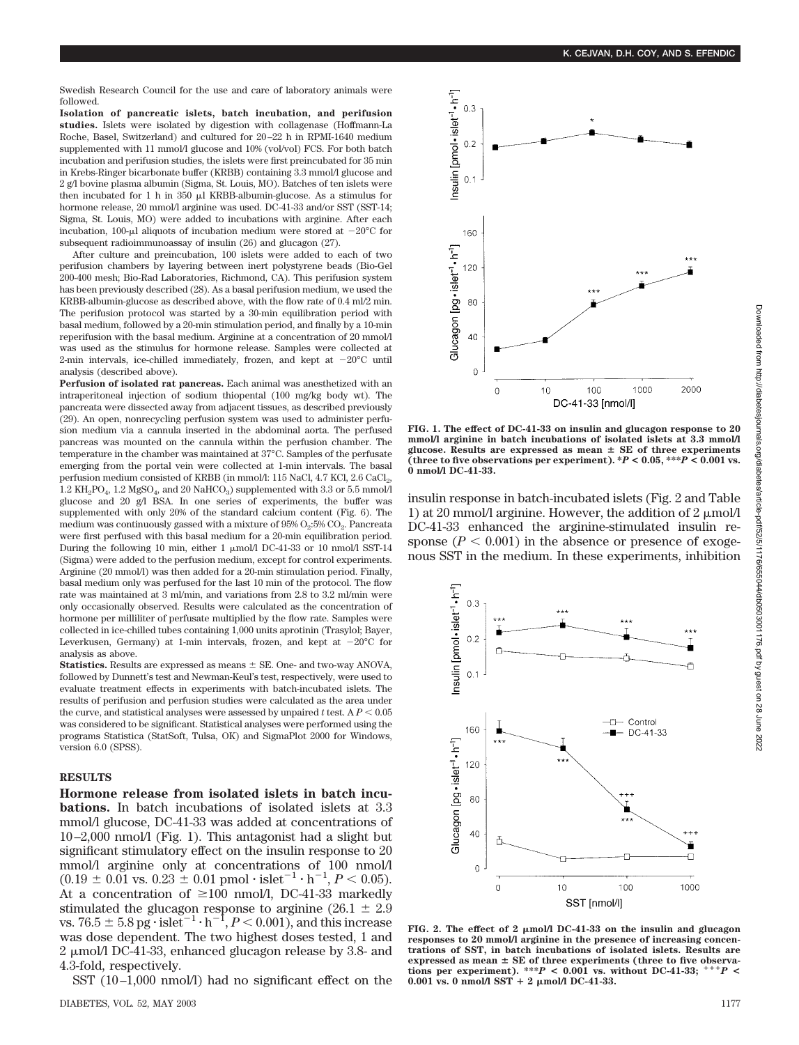Swedish Research Council for the use and care of laboratory animals were followed.

**Isolation of pancreatic islets, batch incubation, and perifusion studies.** Islets were isolated by digestion with collagenase (Hoffmann-La Roche, Basel, Switzerland) and cultured for 20–22 h in RPMI-1640 medium supplemented with 11 mmol/l glucose and 10% (vol/vol) FCS. For both batch incubation and perifusion studies, the islets were first preincubated for 35 min in Krebs-Ringer bicarbonate buffer (KRBB) containing 3.3 mmol/l glucose and 2 g/l bovine plasma albumin (Sigma, St. Louis, MO). Batches of ten islets were then incubated for 1 h in 350 μl KRBB-albumin-glucose. As a stimulus for hormone release, 20 mmol/l arginine was used. DC-41-33 and/or SST (SST-14; Sigma, St. Louis, MO) were added to incubations with arginine. After each incubation, 100-μl aliquots of incubation medium were stored at −20°C for subsequent radioimmunoassay of insulin (26) and glucagon (27).

After culture and preincubation, 100 islets were added to each of two perifusion chambers by layering between inert polystyrene beads (Bio-Gel 200-400 mesh; Bio-Rad Laboratories, Richmond, CA). This perifusion system has been previously described (28). As a basal perifusion medium, we used the KRBB-albumin-glucose as described above, with the flow rate of 0.4 ml/2 min. The perifusion protocol was started by a 30-min equilibration period with basal medium, followed by a 20-min stimulation period, and finally by a 10-min reperifusion with the basal medium. Arginine at a concentration of 20 mmol/l was used as the stimulus for hormone release. Samples were collected at 2-min intervals, ice-chilled immediately, frozen, and kept at −20°C until analysis (described above).

**Perfusion of isolated rat pancreas.** Each animal was anesthetized with an intraperitoneal injection of sodium thiopental (100 mg/kg body wt). The pancreata were dissected away from adjacent tissues, as described previously (29). An open, nonrecycling perfusion system was used to administer perfusion medium via a cannula inserted in the abdominal aorta. The perfused pancreas was mounted on the cannula within the perfusion chamber. The temperature in the chamber was maintained at 37°C. Samples of the perfusate emerging from the portal vein were collected at 1-min intervals. The basal perfusion medium consisted of KRBB (in mmol/l: 115 NaCl, 4.7 KCl, 2.6 $CaCl_2$, 1.2 $KH_2PO_4$, 1.2 $MgSO_4$, and 20 $NaHCO_3$) supplemented with 3.3 or 5.5 mmol/l glucose and 20 g/l BSA. In one series of experiments, the buffer was supplemented with only 20% of the standard calcium content (Fig. 6). The medium was continuously gassed with a mixture of 95% $O_2$:5% $CO_2$. Pancreata were first perfused with this basal medium for a 20-min equilibration period. During the following 10 min, either 1 μmol/l DC-41-33 or 10 nmol/l SST-14 (Sigma) were added to the perfusion medium, except for control experiments. Arginine (20 mmol/l) was then added for a 20-min stimulation period. Finally, basal medium only was perfused for the last 10 min of the protocol. The flow rate was maintained at 3 ml/min, and variations from 2.8 to 3.2 ml/min were only occasionally observed. Results were calculated as the concentration of hormone per milliliter of perfusate multiplied by the flow rate. Samples were collected in ice-chilled tubes containing 1,000 units aprotinin (Trasylol; Bayer, Leverkusen, Germany) at 1-min intervals, frozen, and kept at −20°C for analysis as above.

**Statistics.** Results are expressed as means ± SE. One- and two-way ANOVA, followed by Dunnett's test and Newman-Keul's test, respectively, were used to evaluate treatment effects in experiments with batch-incubated islets. The results of perifusion and perfusion studies were calculated as the area under the curve, and statistical analyses were assessed by unpaired $t$ test. A $P < 0.05$ was considered to be significant. Statistical analyses were performed using the programs Statistica (StatSoft, Tulsa, OK) and SigmaPlot 2000 for Windows, version 6.0 (SPSS).

## RESULTS

**Hormone release from isolated islets in batch incubations.** In batch incubations of isolated islets at 3.3 mmol/l glucose, DC-41-33 was added at concentrations of 10–2,000 nmol/l (Fig. 1). This antagonist had a slight but significant stimulatory effect on the insulin response to 20 mmol/l arginine only at concentrations of 100 nmol/l ($0.19 \pm 0.01$ vs. $0.23 \pm 0.01$ pmol · islet$^{-1}$ · h$^{-1}$, $P < 0.05$). At a concentration of ≥100 nmol/l, DC-41-33 markedly stimulated the glucagon response to arginine ($26.1 \pm 2.9$ vs. $76.5 \pm 5.8$ pg · islet$^{-1}$ · h$^{-1}$, $P < 0.001$), and this increase was dose dependent. The two highest doses tested, 1 and 2 μmol/l DC-41-33, enhanced glucagon release by 3.8- and 4.3-fold, respectively.

**FIG. 1. The effect of DC-41-33 on insulin and glucagon response to 20 mmol/l arginine in batch incubations of isolated islets at 3.3 mmol/l glucose. Results are expressed as mean ± SE of three experiments (three to five observations per experiment). *$P < 0.05$, ***$P < 0.001$ vs. 0 nmol/l DC-41-33.**

SST (10–1,000 nmol/l) had no significant effect on the insulin response in batch-incubated islets (Fig. 2 and Table 1) at 20 mmol/l arginine. However, the addition of 2 μmol/l DC-41-33 enhanced the arginine-stimulated insulin response ($P < 0.001$) in the absence or presence of exogenous SST in the medium. In these experiments, inhibition

**FIG. 2. The effect of 2 μmol/l DC-41-33 on the insulin and glucagon responses to 20 mmol/l arginine in the presence of increasing concentrations of SST, in batch incubations of isolated islets. Results are expressed as mean ± SE of three experiments (three to five observations per experiment). ***$P < 0.001$ vs. without DC-41-33; $^{+++}P < 0.001$ vs. 0 nmol/l SST + 2 μmol/l DC-41-33.**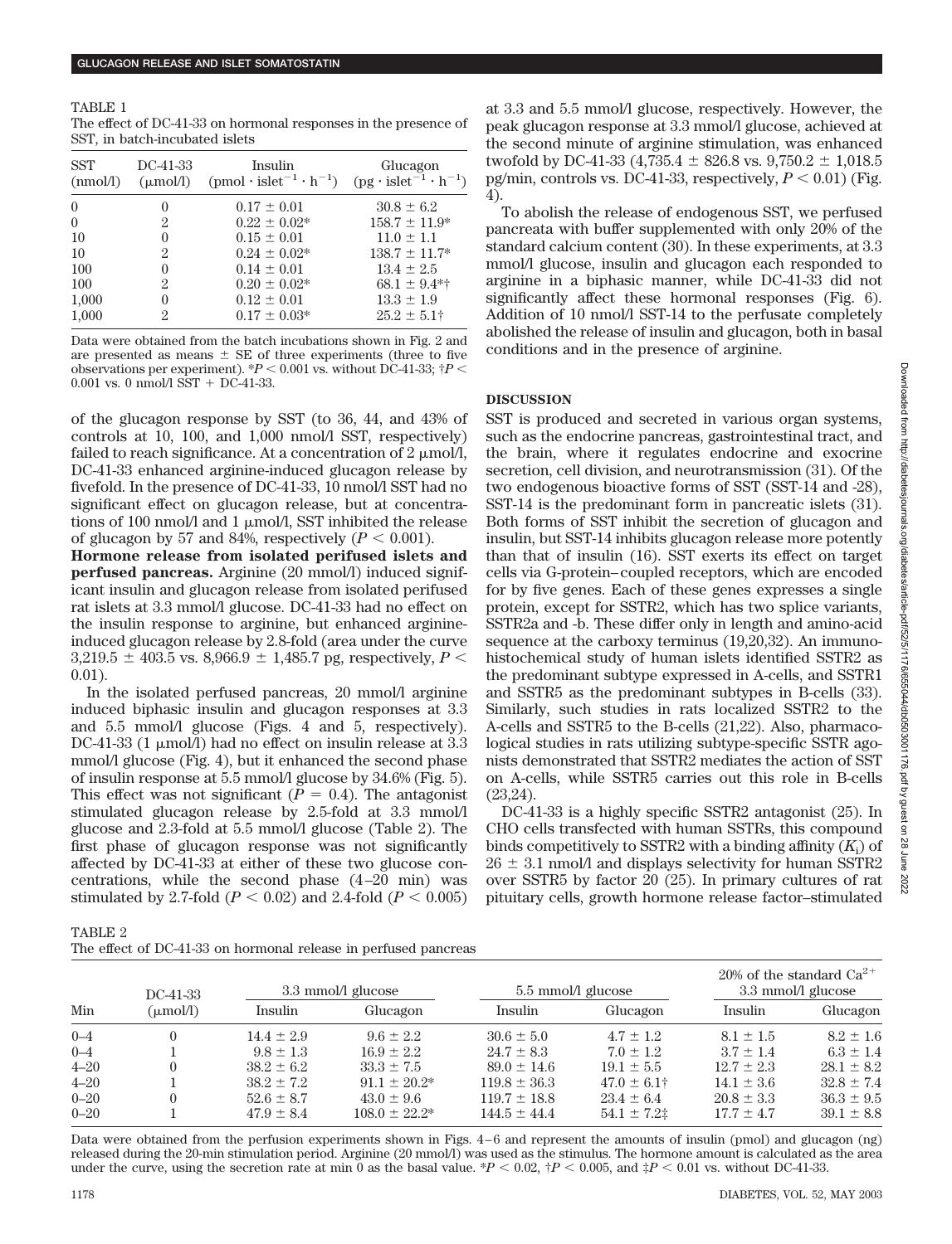TABLE 1
The effect of DC-41-33 on hormonal responses in the presence of SST, in batch-incubated islets

| SST (nmol/l) | DC-41-33 (μmol/l) | Insulin ($pmol \cdot islet^{-1} \cdot h^{-1}$) | Glucagon ($pg \cdot islet^{-1} \cdot h^{-1}$) |
|---|---|---|---|
| 0 | 0 | 0.17 ± 0.01 | 30.8 ± 6.2 |
| 0 | 2 | 0.22 ± 0.02* | 158.7 ± 11.9* |
| 10 | 0 | 0.15 ± 0.01 | 11.0 ± 1.1 |
| 10 | 2 | 0.24 ± 0.02* | 138.7 ± 11.7* |
| 100 | 0 | 0.14 ± 0.01 | 13.4 ± 2.5 |
| 100 | 2 | 0.20 ± 0.02* | 68.1 ± 9.4*† |
| 1,000 | 0 | 0.12 ± 0.01 | 13.3 ± 1.9 |
| 1,000 | 2 | 0.17 ± 0.03* | 25.2 ± 5.1† |

Data were obtained from the batch incubations shown in Fig. 2 and are presented as means ± SE of three experiments (three to five observations per experiment). *$P < 0.001$ vs. without DC-41-33; †$P < 0.001$ vs. 0 nmol/l SST + DC-41-33.

of the glucagon response by SST (to 36, 44, and 43% of controls at 10, 100, and 1,000 nmol/l SST, respectively) failed to reach significance. At a concentration of 2 μmol/l, DC-41-33 enhanced arginine-induced glucagon release by fivefold. In the presence of DC-41-33, 10 nmol/l SST had no significant effect on glucagon release, but at concentrations of 100 nmol/l and 1 μmol/l, SST inhibited the release of glucagon by 57 and 84%, respectively ($P < 0.001$).

**Hormone release from isolated perifused islets and perfused pancreas.** Arginine (20 mmol/l) induced significant insulin and glucagon release from isolated perifused rat islets at 3.3 mmol/l glucose. DC-41-33 had no effect on the insulin response to arginine, but enhanced arginine-induced glucagon release by 2.8-fold (area under the curve 3,219.5 ± 403.5 vs. 8,966.9 ± 1,485.7 pg, respectively, $P < 0.01$).

In the isolated perfused pancreas, 20 mmol/l arginine induced biphasic insulin and glucagon responses at 3.3 and 5.5 mmol/l glucose (Figs. 4 and 5, respectively). DC-41-33 (1 μmol/l) had no effect on insulin release at 3.3 mmol/l glucose (Fig. 4), but it enhanced the second phase of insulin response at 5.5 mmol/l glucose by 34.6% (Fig. 5). This effect was not significant ($P = 0.4$). The antagonist stimulated glucagon release by 2.5-fold at 3.3 mmol/l glucose and 2.3-fold at 5.5 mmol/l glucose (Table 2). The first phase of glucagon response was not significantly affected by DC-41-33 at either of these two glucose concentrations, while the second phase (4–20 min) was stimulated by 2.7-fold ($P < 0.02$) and 2.4-fold ($P < 0.005$) at 3.3 and 5.5 mmol/l glucose, respectively. However, the peak glucagon response at 3.3 mmol/l glucose, achieved at the second minute of arginine stimulation, was enhanced twofold by DC-41-33 (4,735.4 ± 826.8 vs. 9,750.2 ± 1,018.5 pg/min, controls vs. DC-41-33, respectively, $P < 0.01$) (Fig. 4).

To abolish the release of endogenous SST, we perfused pancreata with buffer supplemented with only 20% of the standard calcium content (30). In these experiments, at 3.3 mmol/l glucose, insulin and glucagon each responded to arginine in a biphasic manner, while DC-41-33 did not significantly affect these hormonal responses (Fig. 6). Addition of 10 nmol/l SST-14 to the perfusate completely abolished the release of insulin and glucagon, both in basal conditions and in the presence of arginine.

## DISCUSSION

SST is produced and secreted in various organ systems, such as the endocrine pancreas, gastrointestinal tract, and the brain, where it regulates endocrine and exocrine secretion, cell division, and neurotransmission (31). Of the two endogenous bioactive forms of SST (SST-14 and -28), SST-14 is the predominant form in pancreatic islets (31). Both forms of SST inhibit the secretion of glucagon and insulin, but SST-14 inhibits glucagon release more potently than that of insulin (16). SST exerts its effect on target cells via G-protein–coupled receptors, which are encoded for by five genes. Each of these genes expresses a single protein, except for SSTR2, which has two splice variants, SSTR2a and -b. These differ only in length and amino-acid sequence at the carboxy terminus (19,20,32). An immunohistochemical study of human islets identified SSTR2 as the predominant subtype expressed in A-cells, and SSTR1 and SSTR5 as the predominant subtypes in B-cells (33). Similarly, such studies in rats localized SSTR2 to the A-cells and SSTR5 to the B-cells (21,22). Also, pharmacological studies in rats utilizing subtype-specific SSTR agonists demonstrated that SSTR2 mediates the action of SST on A-cells, while SSTR5 carries out this role in B-cells (23,24).

DC-41-33 is a highly specific SSTR2 antagonist (25). In CHO cells transfected with human SSTRs, this compound binds competitively to SSTR2 with a binding affinity ($K_i$) of 26 ± 3.1 nmol/l and displays selectivity for human SSTR2 over SSTR5 by factor 20 (25). In primary cultures of rat pituitary cells, growth hormone release factor–stimulated

TABLE 2
The effect of DC-41-33 on hormonal release in perfused pancreas

| Min | DC-41-33 (μmol/l) | 3.3 mmol/l glucose | | 5.5 mmol/l glucose | | 20% of the standard $Ca^{2+}$ 3.3 mmol/l glucose | |
|---|---|---|---|---|---|---|---|
| | | Insulin | Glucagon | Insulin | Glucagon | Insulin | Glucagon |
| 0–4 | 0 | 14.4 ± 2.9 | 9.6 ± 2.2 | 30.6 ± 5.0 | 4.7 ± 1.2 | 8.1 ± 1.5 | 8.2 ± 1.6 |
| 0–4 | 1 | 9.8 ± 1.3 | 16.9 ± 2.2 | 24.7 ± 8.3 | 7.0 ± 1.2 | 3.7 ± 1.4 | 6.3 ± 1.4 |
| 4–20 | 0 | 38.2 ± 6.2 | 33.3 ± 7.5 | 89.0 ± 14.6 | 19.1 ± 5.5 | 12.7 ± 2.3 | 28.1 ± 8.2 |
| 4–20 | 1 | 38.2 ± 7.2 | 91.1 ± 20.2* | 119.8 ± 36.3 | 47.0 ± 6.1† | 14.1 ± 3.6 | 32.8 ± 7.4 |
| 0–20 | 0 | 52.6 ± 8.7 | 43.0 ± 9.6 | 119.7 ± 18.8 | 23.4 ± 6.4 | 20.8 ± 3.3 | 36.3 ± 9.5 |
| 0–20 | 1 | 47.9 ± 8.4 | 108.0 ± 22.2* | 144.5 ± 44.4 | 54.1 ± 7.2‡ | 17.7 ± 4.7 | 39.1 ± 8.8 |

Data were obtained from the perfusion experiments shown in Figs. 4–6 and represent the amounts of insulin (pmol) and glucagon (ng) released during the 20-min stimulation period. Arginine (20 mmol/l) was used as the stimulus. The hormone amount is calculated as the area under the curve, using the secretion rate at min 0 as the basal value. *$P < 0.02$, †$P < 0.005$, and ‡$P < 0.01$ vs. without DC-41-33.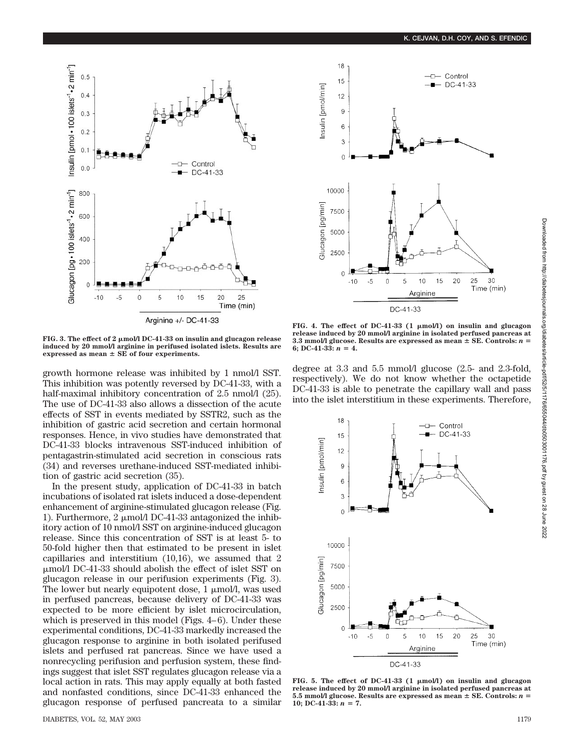FIG. 3. The effect of 2 μmol/l DC-41-33 on insulin and glucagon release induced by 20 mmol/l arginine in perifused isolated islets. Results are expressed as mean ± SE of four experiments.

FIG. 4. The effect of DC-41-33 (1 μmol/l) on insulin and glucagon release induced by 20 mmol/l arginine in isolated perfused pancreas at 3.3 mmol/l glucose. Results are expressed as mean ± SE. Controls: $n = 6$; DC-41-33: $n = 4$.

growth hormone release was inhibited by 1 nmol/l SST. This inhibition was potently reversed by DC-41-33, with a half-maximal inhibitory concentration of 2.5 nmol/l (25). The use of DC-41-33 also allows a dissection of the acute effects of SST in events mediated by SSTR2, such as the inhibition of gastric acid secretion and certain hormonal responses. Hence, in vivo studies have demonstrated that DC-41-33 blocks intravenous SST-induced inhibition of pentagastrin-stimulated acid secretion in conscious rats (34) and reverses urethane-induced SST-mediated inhibition of gastric acid secretion (35).

In the present study, application of DC-41-33 in batch incubations of isolated rat islets induced a dose-dependent enhancement of arginine-stimulated glucagon release (Fig. 1). Furthermore, 2 μmol/l DC-41-33 antagonized the inhibitory action of 10 nmol/l SST on arginine-induced glucagon release. Since this concentration of SST is at least 5- to 50-fold higher then that estimated to be present in islet capillaries and interstitium (10,16), we assumed that 2 μmol/l DC-41-33 should abolish the effect of islet SST on glucagon release in our perifusion experiments (Fig. 3). The lower but nearly equipotent dose, 1 μmol/l, was used in perfused pancreas, because delivery of DC-41-33 was expected to be more efficient by islet microcirculation, which is preserved in this model (Figs. 4–6). Under these experimental conditions, DC-41-33 markedly increased the glucagon response to arginine in both isolated perifused islets and perfused rat pancreas. Since we have used a nonrecycling perifusion and perfusion system, these findings suggest that islet SST regulates glucagon release via a local action in rats. This may apply equally at both fasted and nonfasted conditions, since DC-41-33 enhanced the glucagon response of perfused pancreata to a similar degree at 3.3 and 5.5 mmol/l glucose (2.5- and 2.3-fold, respectively). We do not know whether the octapeptide DC-41-33 is able to penetrate the capillary wall and pass into the islet interstitium in these experiments. Therefore,

FIG. 5. The effect of DC-41-33 (1 μmol/l) on insulin and glucagon release induced by 20 mmol/l arginine in isolated perfused pancreas at 5.5 mmol/l glucose. Results are expressed as mean ± SE. Controls: $n = 10$; DC-41-33: $n = 7$.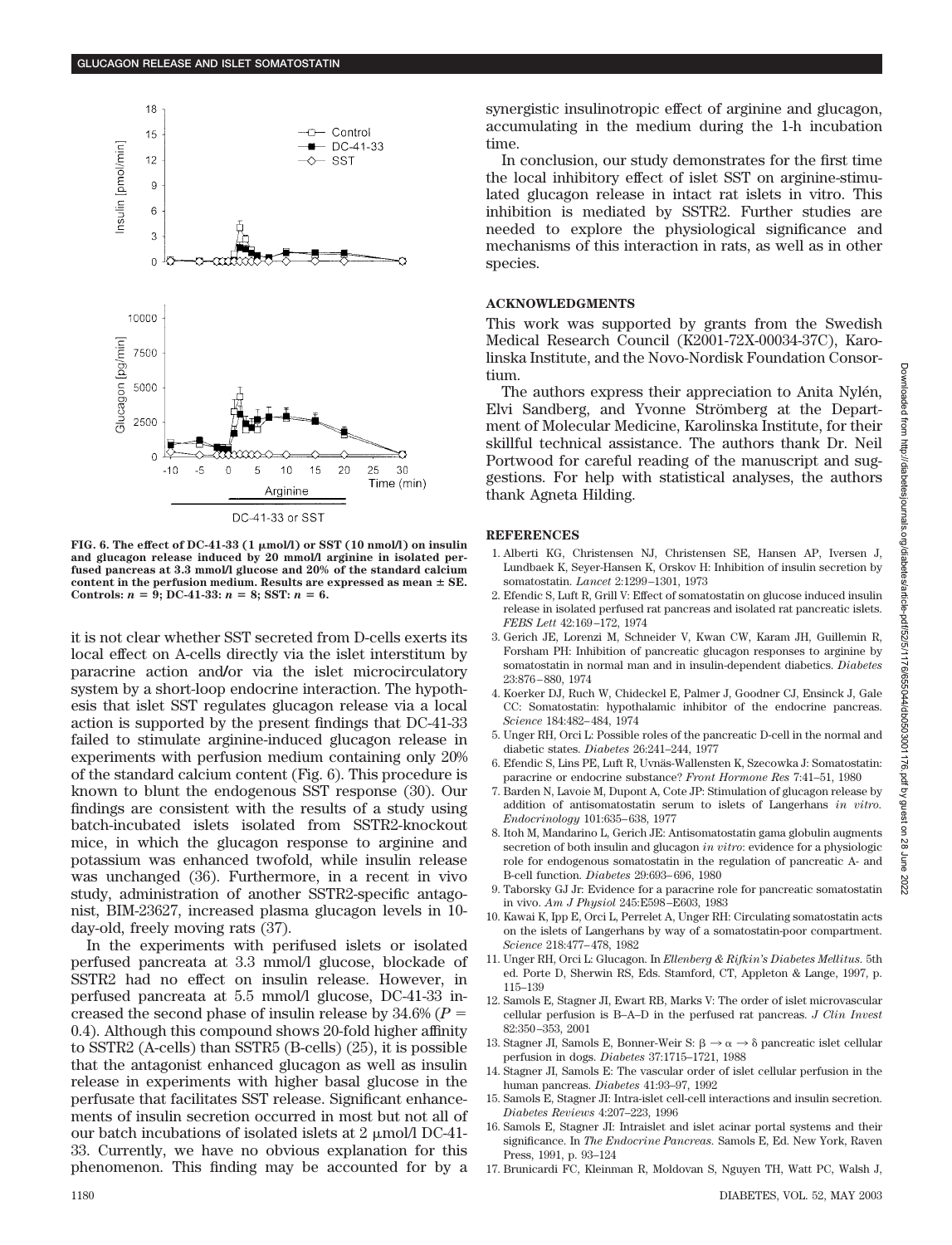FIG. 6. The effect of DC-41-33 (1 μmol/l) or SST (10 nmol/l) on insulin and glucagon release induced by 20 mmol/l arginine in isolated perfused pancreas at 3.3 mmol/l glucose and 20% of the standard calcium content in the perfusion medium. Results are expressed as mean ± SE. Controls: $n = 9$; DC-41-33: $n = 8$; SST: $n = 6$.

it is not clear whether SST secreted from D-cells exerts its local effect on A-cells directly via the islet interstitium by paracrine action and/or via the islet microcirculatory system by a short-loop endocrine interaction. The hypothesis that islet SST regulates glucagon release via a local action is supported by the present findings that DC-41-33 failed to stimulate arginine-induced glucagon release in experiments with perfusion medium containing only 20% of the standard calcium content (Fig. 6). This procedure is known to blunt the endogenous SST response (30). Our findings are consistent with the results of a study using batch-incubated islets isolated from SSTR2-knockout mice, in which the glucagon response to arginine and potassium was enhanced twofold, while insulin release was unchanged (36). Furthermore, in a recent in vivo study, administration of another SSTR2-specific antagonist, BIM-23627, increased plasma glucagon levels in 10-day-old, freely moving rats (37).

In the experiments with perifused islets or isolated perfused pancreata at 3.3 mmol/l glucose, blockade of SSTR2 had no effect on insulin release. However, in perfused pancreata at 5.5 mmol/l glucose, DC-41-33 increased the second phase of insulin release by 34.6% ($P = 0.4$). Although this compound shows 20-fold higher affinity to SSTR2 (A-cells) than SSTR5 (B-cells) (25), it is possible that the antagonist enhanced glucagon as well as insulin release in experiments with higher basal glucose in the perfusate that facilitates SST release. Significant enhancements of insulin secretion occurred in most but not all of our batch incubations of isolated islets at 2 μmol/l DC-41-33. Currently, we have no obvious explanation for this phenomenon. This finding may be accounted for by a synergistic insulinotropic effect of arginine and glucagon, accumulating in the medium during the 1-h incubation time.

In conclusion, our study demonstrates for the first time the local inhibitory effect of islet SST on arginine-stimulated glucagon release in intact rat islets in vitro. This inhibition is mediated by SSTR2. Further studies are needed to explore the physiological significance and mechanisms of this interaction in rats, as well as in other species.

## ACKNOWLEDGMENTS

This work was supported by grants from the Swedish Medical Research Council (K2001-72X-00034-37C), Karolinska Institute, and the Novo-Nordisk Foundation Consortium.

The authors express their appreciation to Anita Nylén, Elvi Sandberg, and Yvonne Strömberg at the Department of Molecular Medicine, Karolinska Institute, for their skillful technical assistance. The authors thank Dr. Neil Portwood for careful reading of the manuscript and suggestions. For help with statistical analyses, the authors thank Agneta Hilding.

## REFERENCES

1. Alberti KG, Christensen NJ, Christensen SE, Hansen AP, Iversen J, Lundbaek K, Seyer-Hansen K, Orskov H: Inhibition of insulin secretion by somatostatin. *Lancet* 2:1299–1301, 1973
2. Efendic S, Luft R, Grill V: Effect of somatostatin on glucose induced insulin release in isolated perfused rat pancreas and isolated rat pancreatic islets. *FEBS Lett* 42:169–172, 1974
3. Gerich JE, Lorenzi M, Schneider V, Kwan CW, Karam JH, Guillemin R, Forsham PH: Inhibition of pancreatic glucagon responses to arginine by somatostatin in normal man and in insulin-dependent diabetics. *Diabetes* 23:876–880, 1974
4. Koerker DJ, Ruch W, Chideckel E, Palmer J, Goodner CJ, Ensinck J, Gale CC: Somatostatin: hypothalamic inhibitor of the endocrine pancreas. *Science* 184:482–484, 1974
5. Unger RH, Orci L: Possible roles of the pancreatic D-cell in the normal and diabetic states. *Diabetes* 26:241–244, 1977
6. Efendic S, Lins PE, Luft R, Uvnäs-Wallensten K, Szecowka J: Somatostatin: paracrine or endocrine substance? *Front Hormone Res* 7:41–51, 1980
7. Barden N, Lavoie M, Dupont A, Cote JP: Stimulation of glucagon release by addition of antisomatostatin serum to islets of Langerhans *in vitro*. *Endocrinology* 101:635–638, 1977
8. Itoh M, Mandarino L, Gerich JE: Antisomatostatin gama globulin augments secretion of both insulin and glucagon *in vitro*: evidence for a physiologic role for endogenous somatostatin in the regulation of pancreatic A- and B-cell function. *Diabetes* 29:693–696, 1980
9. Taborsky GJ Jr: Evidence for a paracrine role for pancreatic somatostatin in vivo. *Am J Physiol* 245:E598–E603, 1983
10. Kawai K, Ipp E, Orci L, Perrelet A, Unger RH: Circulating somatostatin acts on the islets of Langerhans by way of a somatostatin-poor compartment. *Science* 218:477–478, 1982
11. Unger RH, Orci L: Glucagon. In *Ellenberg & Rifkin's Diabetes Mellitus*. 5th ed. Porte D, Sherwin RS, Eds. Stamford, CT, Appleton & Lange, 1997, p. 115–139
12. Samols E, Stagner JI, Ewart RB, Marks V: The order of islet microvascular cellular perfusion is B–A–D in the perfused rat pancreas. *J Clin Invest* 82:350–353, 2001
13. Stagner JI, Samols E, Bonner-Weir S: $\beta \rightarrow \alpha \rightarrow \delta$ pancreatic islet cellular perfusion in dogs. *Diabetes* 37:1715–1721, 1988
14. Stagner JI, Samols E: The vascular order of islet cellular perfusion in the human pancreas. *Diabetes* 41:93–97, 1992
15. Samols E, Stagner JI: Intra-islet cell-cell interactions and insulin secretion. *Diabetes Reviews* 4:207–223, 1996
16. Samols E, Stagner JI: Intraislet and islet acinar portal systems and their significance. In *The Endocrine Pancreas*. Samols E, Ed. New York, Raven Press, 1991, p. 93–124
17. Brunicardi FC, Kleinman R, Moldovan S, Nguyen TH, Watt PC, Walsh J,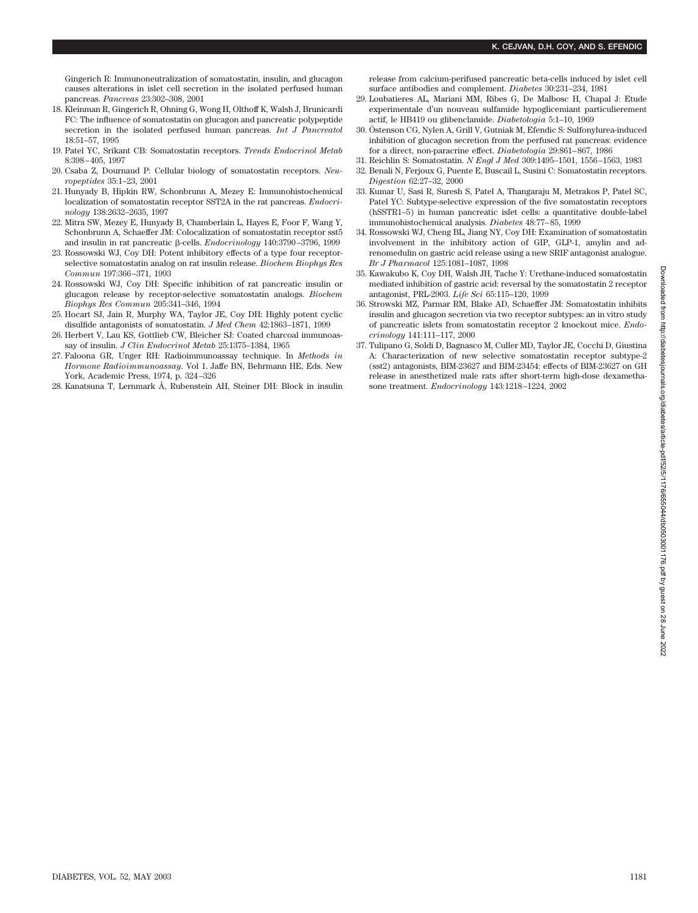Gingerich R: Immunoneutralization of somatostatin, insulin, and glucagon causes alterations in islet cell secretion in the isolated perfused human pancreas. *Pancreas* 23:302–308, 2001

18. Kleinman R, Gingerich R, Ohning G, Wong H, Olthoff K, Walsh J, Brunicardi FC: The influence of somatostatin on glucagon and pancreatic polypeptide secretion in the isolated perfused human pancreas. *Int J Pancreatol* 18:51–57, 1995
19. Patel YC, Srikant CB: Somatostatin receptors. *Trends Endocrinol Metab* 8:398–405, 1997
20. Csaba Z, Dournaud P: Cellular biology of somatostatin receptors. *Neuropeptides* 35:1–23, 2001
21. Hunyady B, Hipkin RW, Schonbrunn A, Mezey E: Immunohistochemical localization of somatostatin receptor SST2A in the rat pancreas. *Endocrinology* 138:2632–2635, 1997
22. Mitra SW, Mezey E, Hunyady B, Chamberlain L, Hayes E, Foor F, Wang Y, Schonbrunn A, Schaeffer JM: Colocalization of somatostatin receptor sst5 and insulin in rat pancreatic β-cells. *Endocrinology* 140:3790–3796, 1999
23. Rossowski WJ, Coy DH: Potent inhibitory effects of a type four receptor-selective somatostatin analog on rat insulin release. *Biochem Biophys Res Commun* 197:366–371, 1993
24. Rossowski WJ, Coy DH: Specific inhibition of rat pancreatic insulin or glucagon release by receptor-selective somatostatin analogs. *Biochem Biophys Res Commun* 205:341–346, 1994
25. Hocart SJ, Jain R, Murphy WA, Taylor JE, Coy DH: Highly potent cyclic disulfide antagonists of somatostatin. *J Med Chem* 42:1863–1871, 1999
26. Herbert V, Lau KS, Gottlieb CW, Bleicher SJ: Coated charcoal immunoassay of insulin. *J Clin Endocrinol Metab* 25:1375–1384, 1965
27. Faloona GR, Unger RH: Radioimmunoassay technique. In *Methods in Hormone Radioimmunoassay.* Vol 1. Jaffe BN, Behrmann HE, Eds. New York, Academic Press, 1974, p. 324–326
28. Kanatsuna T, Lernmark Å, Rubenstein AH, Steiner DH: Block in insulin release from calcium-perifused pancreatic beta-cells induced by islet cell surface antibodies and complement. *Diabetes* 30:231–234, 1981
29. Loubatieres AL, Mariani MM, Ribes G, De Malbosc H, Chapal J: Etude experimentale d'un nouveau sulfamide hypoglicemiant particulierement actif, le HB419 ou glibenclamide. *Diabetologia* 5:1–10, 1969
30. Östenson CG, Nylen A, Grill V, Gutniak M, Efendic S: Sulfonylurea-induced inhibition of glucagon secretion from the perfused rat pancreas: evidence for a direct, non-paracrine effect. *Diabetologia* 29:861–867, 1986
31. Reichlin S: Somatostatin. *N Engl J Med* 309:1495–1501, 1556–1563, 1983
32. Benali N, Ferjoux G, Puente E, Buscail L, Susini C: Somatostatin receptors. *Digestion* 62:27–32, 2000
33. Kumar U, Sasi R, Suresh S, Patel A, Thangaraju M, Metrakos P, Patel SC, Patel YC: Subtype-selective expression of the five somatostatin receptors (hSSTR1–5) in human pancreatic islet cells: a quantitative double-label immunohistochemical analysis. *Diabetes* 48:77–85, 1999
34. Rossowski WJ, Cheng BL, Jiang NY, Coy DH: Examination of somatostatin involvement in the inhibitory action of GIP, GLP-1, amylin and adrenomedulin on gastric acid release using a new SRIF antagonist analogue. *Br J Pharmacol* 125:1081–1087, 1998
35. Kawakubo K, Coy DH, Walsh JH, Tache Y: Urethane-induced somatostatin mediated inhibition of gastric acid: reversal by the somatostatin 2 receptor antagonist, PRL-2903. *Life Sci* 65:115–120, 1999
36. Strowski MZ, Parmar RM, Blake AD, Schaeffer JM: Somatostatin inhibits insulin and glucagon secretion via two receptor subtypes: an in vitro study of pancreatic islets from somatostatin receptor 2 knockout mice. *Endocrinology* 141:111–117, 2000
37. Tulipano G, Soldi D, Bagnasco M, Culler MD, Taylor JE, Cocchi D, Giustina A: Characterization of new selective somatostatin receptor subtype-2 (sst2) antagonists, BIM-23627 and BIM-23454: effects of BIM-23627 on GH release in anesthetized male rats after short-term high-dose dexamethasone treatment. *Endocrinology* 143:1218–1224, 2002